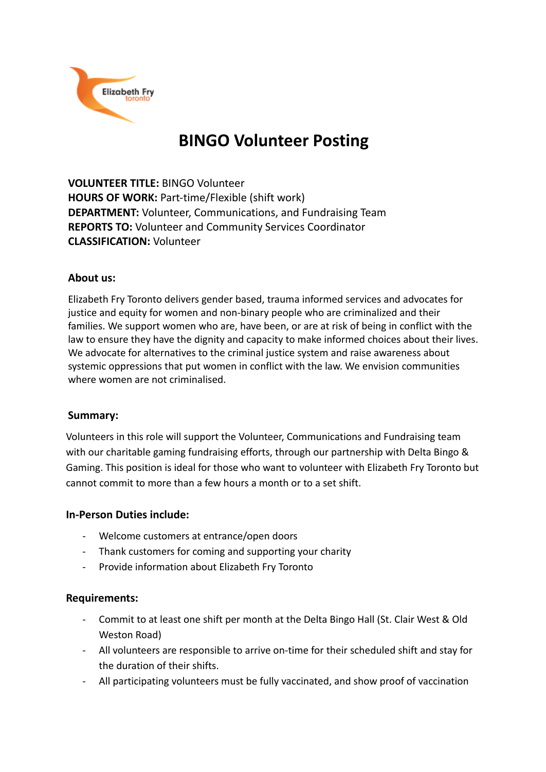# BINGO Volunteer Posting

**VOLUNTEER TITLE:** BINGO Volunteer
**HOURS OF WORK:** Part-time/Flexible (shift work)
**DEPARTMENT:** Volunteer, Communications, and Fundraising Team
**REPORTS TO:** Volunteer and Community Services Coordinator
**CLASSIFICATION:** Volunteer

### About us:

Elizabeth Fry Toronto delivers gender based, trauma informed services and advocates for justice and equity for women and non-binary people who are criminalized and their families. We support women who are, have been, or are at risk of being in conflict with the law to ensure they have the dignity and capacity to make informed choices about their lives. We advocate for alternatives to the criminal justice system and raise awareness about systemic oppressions that put women in conflict with the law. We envision communities where women are not criminalised.

### Summary:

Volunteers in this role will support the Volunteer, Communications and Fundraising team with our charitable gaming fundraising efforts, through our partnership with Delta Bingo & Gaming. This position is ideal for those who want to volunteer with Elizabeth Fry Toronto but cannot commit to more than a few hours a month or to a set shift.

### In-Person Duties include:

- Welcome customers at entrance/open doors
- Thank customers for coming and supporting your charity
- Provide information about Elizabeth Fry Toronto

### Requirements:

- Commit to at least one shift per month at the Delta Bingo Hall (St. Clair West & Old Weston Road)
- All volunteers are responsible to arrive on-time for their scheduled shift and stay for the duration of their shifts.
- All participating volunteers must be fully vaccinated, and show proof of vaccination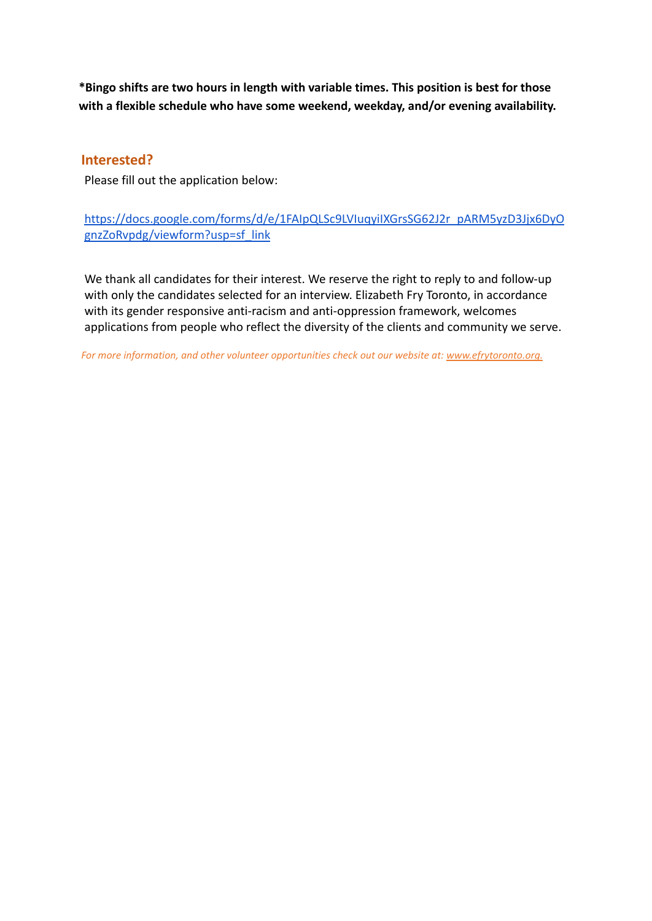**\*Bingo shifts are two hours in length with variable times. This position is best for those with a flexible schedule who have some weekend, weekday, and/or evening availability.**

## Interested?

Please fill out the application below:

[https://docs.google.com/forms/d/e/1FAIpQLSc9LVIuqyiIXGrsSG62J2r_pARM5yzD3Jjx6DyOgnzZoRvpdg/viewform?usp=sf_link](https://docs.google.com/forms/d/e/1FAIpQLSc9LVIuqyiIXGrsSG62J2r_pARM5yzD3Jjx6DyOgnzZoRvpdg/viewform?usp=sf_link)

We thank all candidates for their interest. We reserve the right to reply to and follow-up with only the candidates selected for an interview. Elizabeth Fry Toronto, in accordance with its gender responsive anti-racism and anti-oppression framework, welcomes applications from people who reflect the diversity of the clients and community we serve.

*For more information, and other volunteer opportunities check out our website at: [www.efrytoronto.org.](http://www.efrytoronto.org)*